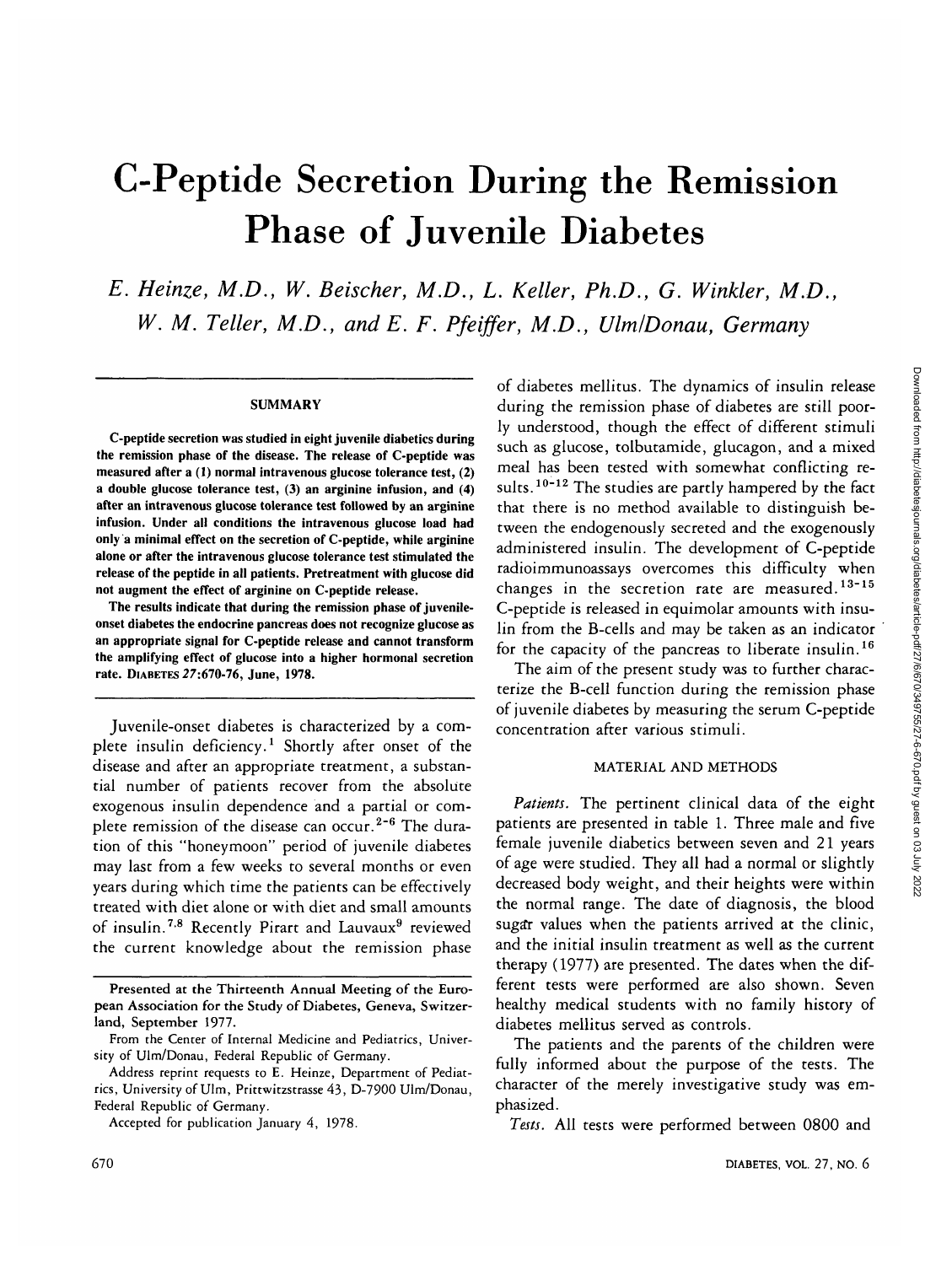# C-Peptide Secretion During the Remission Phase of Juvenile Diabetes

*E. Heinze, M.D., W. Beischer, M.D., L. Keller, Ph.D., G. Winkler, M.D., W. M. Teller, M.D., and E. F. Pfeiffer, M.D., Ulm/Donau, Germany*

## SUMMARY

**C-peptide secretion was studied in eight juvenile diabetics during the remission phase of the disease. The release of C-peptide was measured after a (1) normal intravenous glucose tolerance test, (2) a double glucose tolerance test, (3) an arginine infusion, and (4) after an intravenous glucose tolerance test followed by an arginine infusion. Under all conditions the intravenous glucose load had only a minimal effect on the secretion of C-peptide, while arginine alone or after the intravenous glucose tolerance test stimulated the release of the peptide in all patients. Pretreatment with glucose did not augment the effect of arginine on C-peptide release.**

**The results indicate that during the remission phase of juvenile-onset diabetes the endocrine pancreas does not recognize glucose as an appropriate signal for C-peptide release and cannot transform the amplifying effect of glucose into a higher hormonal secretion rate.** DIABETES *27*:670-76, June, 1978.

Juvenile-onset diabetes is characterized by a complete insulin deficiency.[1] Shortly after onset of the disease and after an appropriate treatment, a substantial number of patients recover from the absolute exogenous insulin dependence and a partial or complete remission of the disease can occur.[2-6] The duration of this "honeymoon" period of juvenile diabetes may last from a few weeks to several months or even years during which time the patients can be effectively treated with diet alone or with diet and small amounts of insulin.[7,8] Recently Pirart and Lauvaux[9] reviewed the current knowledge about the remission phase of diabetes mellitus. The dynamics of insulin release during the remission phase of diabetes are still poorly understood, though the effect of different stimuli such as glucose, tolbutamide, glucagon, and a mixed meal has been tested with somewhat conflicting results.[10-12] The studies are partly hampered by the fact that there is no method available to distinguish between the endogenously secreted and the exogenously administered insulin. The development of C-peptide radioimmunoassays overcomes this difficulty when changes in the secretion rate are measured.[13-15] C-peptide is released in equimolar amounts with insulin from the B-cells and may be taken as an indicator for the capacity of the pancreas to liberate insulin.[16]

The aim of the present study was to further characterize the B-cell function during the remission phase of juvenile diabetes by measuring the serum C-peptide concentration after various stimuli.

Presented at the Thirteenth Annual Meeting of the European Association for the Study of Diabetes, Geneva, Switzerland, September 1977.

From the Center of Internal Medicine and Pediatrics, University of Ulm/Donau, Federal Republic of Germany.

Address reprint requests to E. Heinze, Department of Pediatrics, University of Ulm, Prittwitzstrasse 43, D-7900 Ulm/Donau, Federal Republic of Germany.

Accepted for publication January 4, 1978.

## MATERIAL AND METHODS

*Patients.* The pertinent clinical data of the eight patients are presented in table 1. Three male and five female juvenile diabetics between seven and 21 years of age were studied. They all had a normal or slightly decreased body weight, and their heights were within the normal range. The date of diagnosis, the blood sugar values when the patients arrived at the clinic, and the initial insulin treatment as well as the current therapy (1977) are presented. The dates when the different tests were performed are also shown. Seven healthy medical students with no family history of diabetes mellitus served as controls.

The patients and the parents of the children were fully informed about the purpose of the tests. The character of the merely investigative study was emphasized.

*Tests.* All tests were performed between 0800 and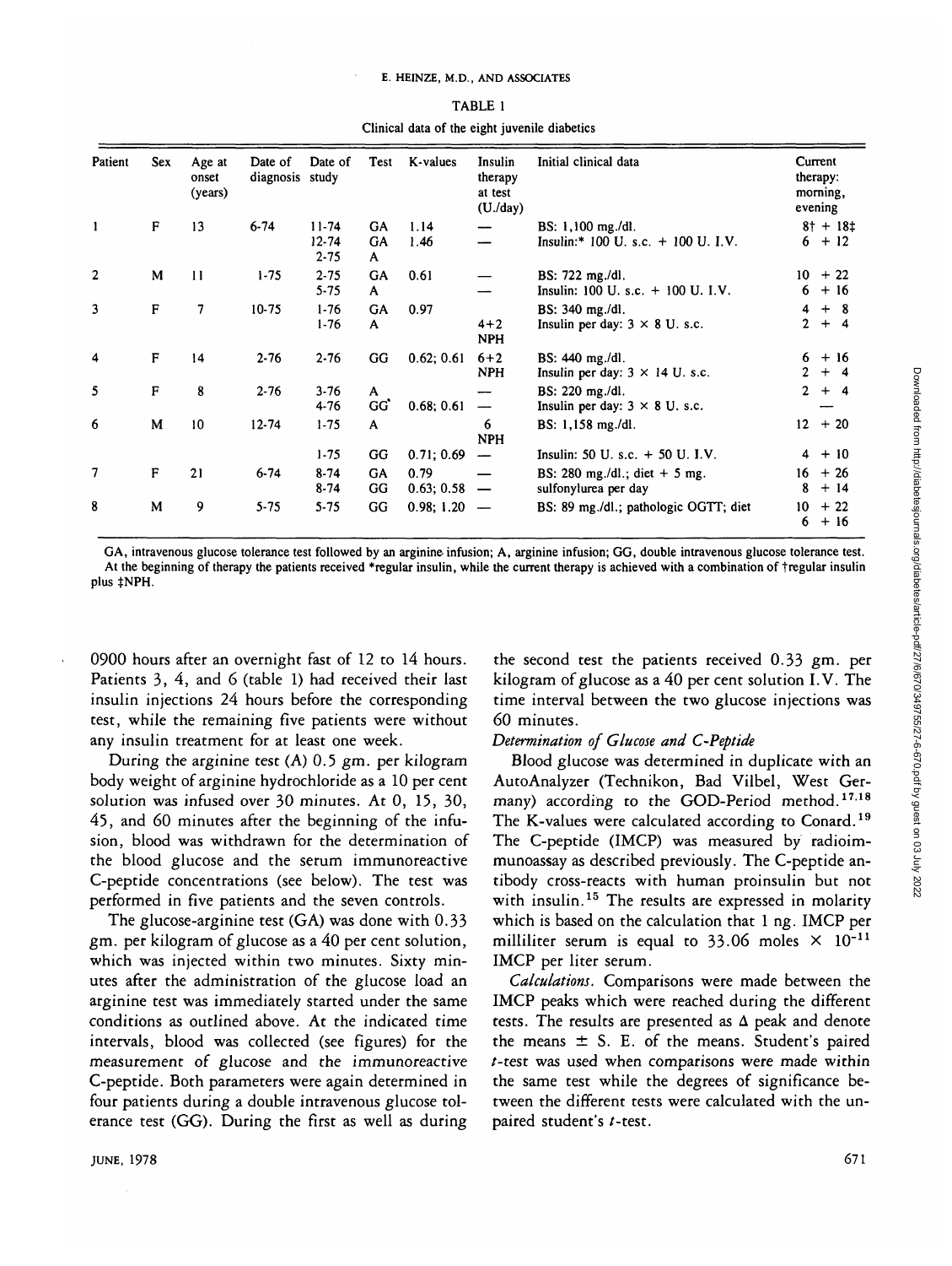TABLE 1

Clinical data of the eight juvenile diabetics

| Patient | Sex | Age at onset (years) | Date of diagnosis | Date of study | Test | K-values | Insulin therapy at test (U./day) | Initial clinical data | Current therapy: morning, evening |
|---|---|---|---|---|---|---|---|---|---|
| 1 | F | 13 | 6-74 | 11-74 | GA | 1.14 | — | BS: 1,100 mg./dl. | 8† + 18‡ |
| | | | | 12-74 | GA | 1.46 | — | Insulin:* 100 U. s.c. + 100 U. I.V. | 6 + 12 |
| | | | | 2-75 | A | | | | |
| 2 | M | 11 | 1-75 | 2-75 | GA | 0.61 | — | BS: 722 mg./dl. | 10 + 22 |
| | | | | 5-75 | A | | — | Insulin: 100 U. s.c. + 100 U. I.V. | 6 + 16 |
| 3 | F | 7 | 10-75 | 1-76 | GA | 0.97 | | BS: 340 mg./dl. | 4 + 8 |
| | | | | 1-76 | A | | 4+2 NPH | Insulin per day: 3 × 8 U. s.c. | 2 + 4 |
| 4 | F | 14 | 2-76 | 2-76 | GG | 0.62; 0.61 | 6+2 NPH | BS: 440 mg./dl. Insulin per day: 3 × 14 U. s.c. | 6 + 16 / 2 + 4 |
| 5 | F | 8 | 2-76 | 3-76 | A | | — | BS: 220 mg./dl. | 2 + 4 |
| | | | | 4-76 | GG | 0.68; 0.61 | — | Insulin per day: 3 × 8 U. s.c. | — |
| 6 | M | 10 | 12-74 | 1-75 | A | | 6 NPH | BS: 1,158 mg./dl. | 12 + 20 |
| | | | | 1-75 | GG | 0.71; 0.69 | — | Insulin: 50 U. s.c. + 50 U. I.V. | 4 + 10 |
| 7 | F | 21 | 6-74 | 8-74 | GA | 0.79 | — | BS: 280 mg./dl.; diet + 5 mg. | 16 + 26 |
| | | | | 8-74 | GG | 0.63; 0.58 | — | sulfonylurea per day | 8 + 14 |
| 8 | M | 9 | 5-75 | 5-75 | GG | 0.98; 1.20 | — | BS: 89 mg./dl.; pathologic OGTT; diet | 10 + 22 / 6 + 16 |

GA, intravenous glucose tolerance test followed by an arginine infusion; A, arginine infusion; GG, double intravenous glucose tolerance test. At the beginning of therapy the patients received *regular insulin, while the current therapy is achieved with a combination of †regular insulin plus ‡NPH.

0900 hours after an overnight fast of 12 to 14 hours. Patients 3, 4, and 6 (table 1) had received their last insulin injections 24 hours before the corresponding test, while the remaining five patients were without any insulin treatment for at least one week.

During the arginine test (A) 0.5 gm. per kilogram body weight of arginine hydrochloride as a 10 per cent solution was infused over 30 minutes. At 0, 15, 30, 45, and 60 minutes after the beginning of the infusion, blood was withdrawn for the determination of the blood glucose and the serum immunoreactive C-peptide concentrations (see below). The test was performed in five patients and the seven controls.

The glucose-arginine test (GA) was done with 0.33 gm. per kilogram of glucose as a 40 per cent solution, which was injected within two minutes. Sixty minutes after the administration of the glucose load an arginine test was immediately started under the same conditions as outlined above. At the indicated time intervals, blood was collected (see figures) for the measurement of glucose and the immunoreactive C-peptide. Both parameters were again determined in four patients during a double intravenous glucose tolerance test (GG). During the first as well as during the second test the patients received 0.33 gm. per kilogram of glucose as a 40 per cent solution I.V. The time interval between the two glucose injections was 60 minutes.

*Determination of Glucose and C-Peptide*

Blood glucose was determined in duplicate with an AutoAnalyzer (Technikon, Bad Vilbel, West Germany) according to the GOD-Period method.[17,18] The K-values were calculated according to Conard.[19] The C-peptide (IMCP) was measured by radioimmunoassay as described previously. The C-peptide antibody cross-reacts with human proinsulin but not with insulin.[15] The results are expressed in molarity which is based on the calculation that 1 ng. IMCP per milliliter serum is equal to 33.06 moles $\times 10^{-11}$ IMCP per liter serum.

*Calculations.* Comparisons were made between the IMCP peaks which were reached during the different tests. The results are presented as $\Delta$ peak and denote the means $\pm$ S. E. of the means. Student's paired $t$-test was used when comparisons were made within the same test while the degrees of significance between the different tests were calculated with the unpaired student's $t$-test.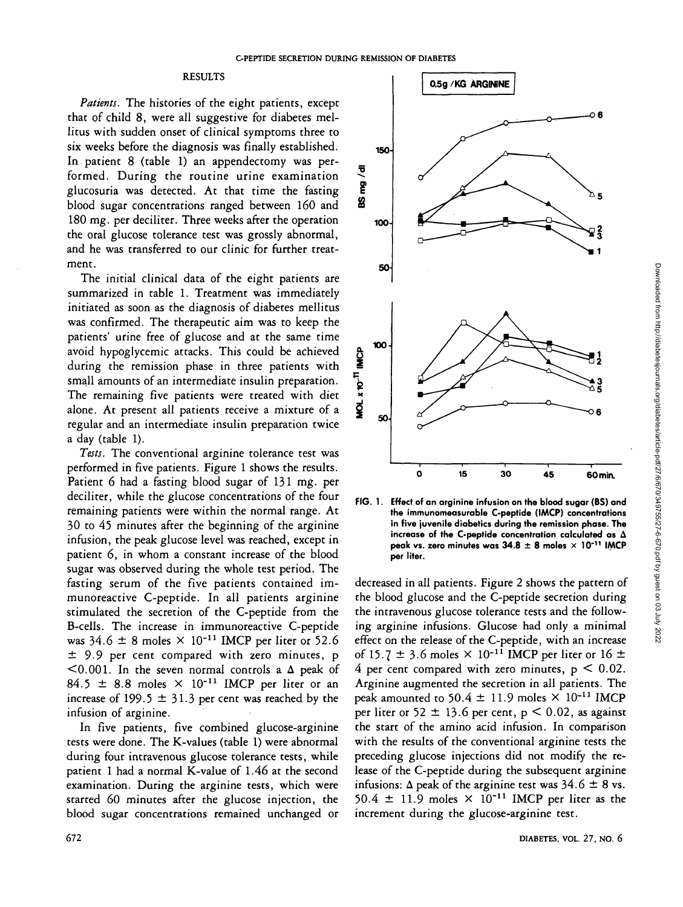## RESULTS

*Patients.* The histories of the eight patients, except that of child 8, were all suggestive for diabetes mellitus with sudden onset of clinical symptoms three to six weeks before the diagnosis was finally established. In patient 8 (table 1) an appendectomy was performed. During the routine urine examination glucosuria was detected. At that time the fasting blood sugar concentrations ranged between 160 and 180 mg. per deciliter. Three weeks after the operation the oral glucose tolerance test was grossly abnormal, and he was transferred to our clinic for further treatment.

The initial clinical data of the eight patients are summarized in table 1. Treatment was immediately initiated as soon as the diagnosis of diabetes mellitus was confirmed. The therapeutic aim was to keep the patients' urine free of glucose and at the same time avoid hypoglycemic attacks. This could be achieved during the remission phase in three patients with small amounts of an intermediate insulin preparation. The remaining five patients were treated with diet alone. At present all patients receive a mixture of a regular and an intermediate insulin preparation twice a day (table 1).

*Tests.* The conventional arginine tolerance test was performed in five patients. Figure 1 shows the results. Patient 6 had a fasting blood sugar of 131 mg. per deciliter, while the glucose concentrations of the four remaining patients were within the normal range. At 30 to 45 minutes after the beginning of the arginine infusion, the peak glucose level was reached, except in patient 6, in whom a constant increase of the blood sugar was observed during the whole test period. The fasting serum of the five patients contained immunoreactive C-peptide. In all patients arginine stimulated the secretion of the C-peptide from the B-cells. The increase in immunoreactive C-peptide was 34.6 ± 8 moles $\times 10^{-11}$ IMCP per liter or 52.6 ± 9.9 per cent compared with zero minutes, $p < 0.001$. In the seven normal controls a $\Delta$ peak of 84.5 ± 8.8 moles $\times 10^{-11}$ IMCP per liter or an increase of 199.5 ± 31.3 per cent was reached by the infusion of arginine.

In five patients, five combined glucose-arginine tests were done. The K-values (table 1) were abnormal during four intravenous glucose tolerance tests, while patient 1 had a normal K-value of 1.46 at the second examination. During the arginine tests, which were started 60 minutes after the glucose injection, the blood sugar concentrations remained unchanged or decreased in all patients. Figure 2 shows the pattern of the blood glucose and the C-peptide secretion during the intravenous glucose tolerance tests and the following arginine infusions. Glucose had only a minimal effect on the release of the C-peptide, with an increase of 15.7 ± 3.6 moles $\times 10^{-11}$ IMCP per liter or 16 ± 4 per cent compared with zero minutes, $p < 0.02$. Arginine augmented the secretion in all patients. The peak amounted to 50.4 ± 11.9 moles $\times 10^{-11}$ IMCP per liter or 52 ± 13.6 per cent, $p < 0.02$, as against the start of the amino acid infusion. In comparison with the results of the conventional arginine tests the preceding glucose injections did not modify the release of the C-peptide during the subsequent arginine infusions: $\Delta$ peak of the arginine test was 34.6 ± 8 vs. 50.4 ± 11.9 moles $\times 10^{-11}$ IMCP per liter as the increment during the glucose-arginine test.

FIG. 1. Effect of an arginine infusion on the blood sugar (BS) and the immunomeasurable C-peptide (IMCP) concentrations in five juvenile diabetics during the remission phase. The increase of the C-peptide concentration calculated as $\Delta$ peak vs. zero minutes was 34.8 ± 8 moles $\times 10^{-11}$ IMCP per liter.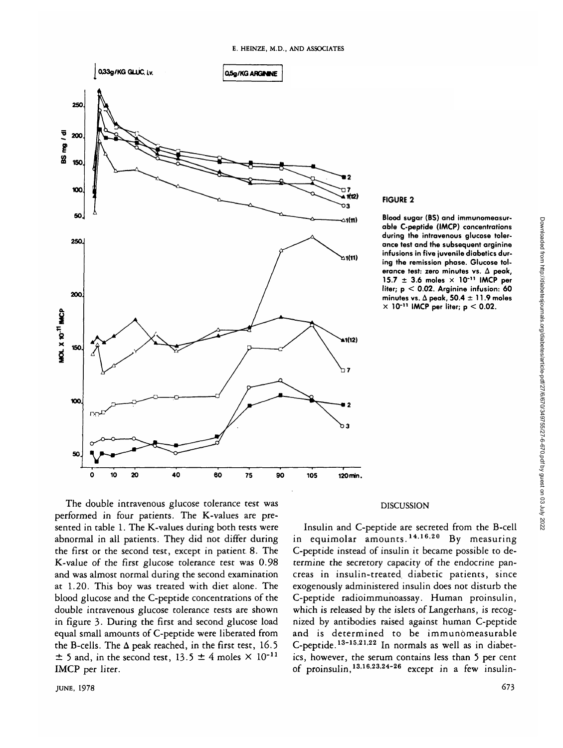**FIGURE 2**

Blood sugar (BS) and immunomeasurable C-peptide (IMCP) concentrations during the intravenous glucose tolerance test and the subsequent arginine infusions in five juvenile diabetics during the remission phase. Glucose tolerance test: zero minutes vs. $\Delta$ peak, $15.7 \pm 3.6$ moles $\times 10^{-11}$ IMCP per liter; $p < 0.02$. Arginine infusion: 60 minutes vs. $\Delta$ peak, $50.4 \pm 11.9$ moles $\times 10^{-11}$ IMCP per liter; $p < 0.02$.

The double intravenous glucose tolerance test was performed in four patients. The K-values are presented in table 1. The K-values during both tests were abnormal in all patients. They did not differ during the first or the second test, except in patient 8. The K-value of the first glucose tolerance test was 0.98 and was almost normal during the second examination at 1.20. This boy was treated with diet alone. The blood glucose and the C-peptide concentrations of the double intravenous glucose tolerance tests are shown in figure 3. During the first and second glucose load equal small amounts of C-peptide were liberated from the B-cells. The $\Delta$ peak reached, in the first test, $16.5 \pm 5$ and, in the second test, $13.5 \pm 4$ moles $\times 10^{-11}$ IMCP per liter.

## DISCUSSION

Insulin and C-peptide are secreted from the B-cell in equimolar amounts.[14,16,20] By measuring C-peptide instead of insulin it became possible to determine the secretory capacity of the endocrine pancreas in insulin-treated diabetic patients, since exogenously administered insulin does not disturb the C-peptide radioimmunoassay. Human proinsulin, which is released by the islets of Langerhans, is recognized by antibodies raised against human C-peptide and is determined to be immunomeasurable C-peptide.[13-15,21,22] In normals as well as in diabetics, however, the serum contains less than 5 per cent of proinsulin,[13,16,23,24-26] except in a few insulin-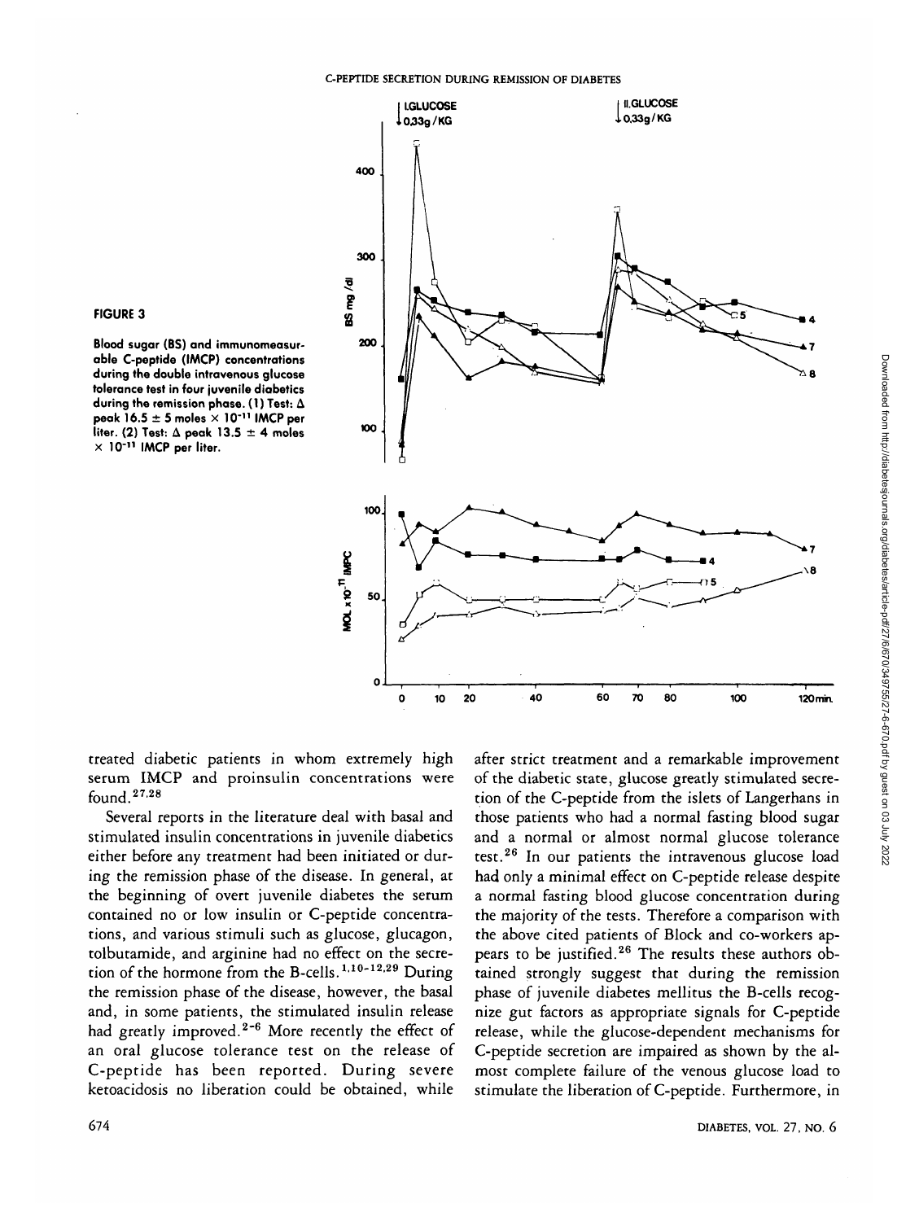**FIGURE 3**

**Blood sugar (BS) and immunomeasurable C-peptide (IMCP) concentrations during the double intravenous glucose tolerance test in four juvenile diabetics during the remission phase. (1) Test: Δ peak 16.5 ± 5 moles × $10^{-11}$ IMCP per liter. (2) Test: Δ peak 13.5 ± 4 moles × $10^{-11}$ IMCP per liter.**

treated diabetic patients in whom extremely high serum IMCP and proinsulin concentrations were found.[27,28]

Several reports in the literature deal with basal and stimulated insulin concentrations in juvenile diabetics either before any treatment had been initiated or during the remission phase of the disease. In general, at the beginning of overt juvenile diabetes the serum contained no or low insulin or C-peptide concentrations, and various stimuli such as glucose, glucagon, tolbutamide, and arginine had no effect on the secretion of the hormone from the B-cells.[1,10-12,29] During the remission phase of the disease, however, the basal and, in some patients, the stimulated insulin release had greatly improved.[2-6] More recently the effect of an oral glucose tolerance test on the release of C-peptide has been reported. During severe ketoacidosis no liberation could be obtained, while after strict treatment and a remarkable improvement of the diabetic state, glucose greatly stimulated secretion of the C-peptide from the islets of Langerhans in those patients who had a normal fasting blood sugar and a normal or almost normal glucose tolerance test.[26] In our patients the intravenous glucose load had only a minimal effect on C-peptide release despite a normal fasting blood glucose concentration during the majority of the tests. Therefore a comparison with the above cited patients of Block and co-workers appears to be justified.[26] The results these authors obtained strongly suggest that during the remission phase of juvenile diabetes mellitus the B-cells recognize gut factors as appropriate signals for C-peptide release, while the glucose-dependent mechanisms for C-peptide secretion are impaired as shown by the almost complete failure of the venous glucose load to stimulate the liberation of C-peptide. Furthermore, in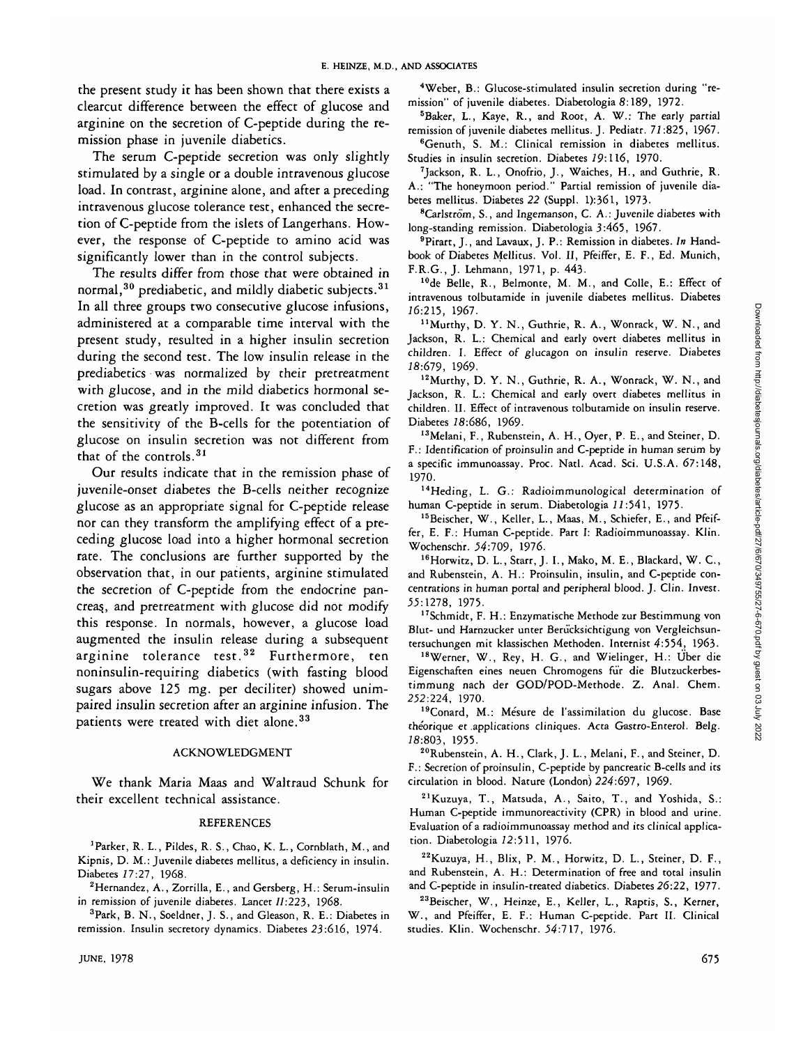the present study it has been shown that there exists a clearcut difference between the effect of glucose and arginine on the secretion of C-peptide during the remission phase in juvenile diabetics.

The serum C-peptide secretion was only slightly stimulated by a single or a double intravenous glucose load. In contrast, arginine alone, and after a preceding intravenous glucose tolerance test, enhanced the secretion of C-peptide from the islets of Langerhans. However, the response of C-peptide to amino acid was significantly lower than in the control subjects.

The results differ from those that were obtained in normal,[30] prediabetic, and mildly diabetic subjects.[31] In all three groups two consecutive glucose infusions, administered at a comparable time interval with the present study, resulted in a higher insulin secretion during the second test. The low insulin release in the prediabetics was normalized by their pretreatment with glucose, and in the mild diabetics hormonal secretion was greatly improved. It was concluded that the sensitivity of the B-cells for the potentiation of glucose on insulin secretion was not different from that of the controls.[31]

Our results indicate that in the remission phase of juvenile-onset diabetes the B-cells neither recognize glucose as an appropriate signal for C-peptide release nor can they transform the amplifying effect of a preceding glucose load into a higher hormonal secretion rate. The conclusions are further supported by the observation that, in our patients, arginine stimulated the secretion of C-peptide from the endocrine pancreas, and pretreatment with glucose did not modify this response. In normals, however, a glucose load augmented the insulin release during a subsequent arginine tolerance test.[32] Furthermore, ten noninsulin-requiring diabetics (with fasting blood sugars above 125 mg. per deciliter) showed unimpaired insulin secretion after an arginine infusion. The patients were treated with diet alone.[33]

## ACKNOWLEDGMENT

We thank Maria Maas and Waltraud Schunk for their excellent technical assistance.

## REFERENCES

1. Parker, R. L., Pildes, R. S., Chao, K. L., Cornblath, M., and Kipnis, D. M.: Juvenile diabetes mellitus, a deficiency in insulin. Diabetes *17*:27, 1968.
2. Hernandez, A., Zorrilla, E., and Gersberg, H.: Serum-insulin in remission of juvenile diabetes. Lancet *II*:223, 1968.
3. Park, B. N., Soeldner, J. S., and Gleason, R. E.: Diabetes in remission. Insulin secretory dynamics. Diabetes *23*:616, 1974.
4. Weber, B.: Glucose-stimulated insulin secretion during "remission" of juvenile diabetes. Diabetologia *8*:189, 1972.
5. Baker, L., Kaye, R., and Root, A. W.: The early partial remission of juvenile diabetes mellitus. J. Pediatr. *71*:825, 1967.
6. Genuth, S. M.: Clinical remission in diabetes mellitus. Studies in insulin secretion. Diabetes *19*:116, 1970.
7. Jackson, R. L., Onofrio, J., Waiches, H., and Guthrie, R. A.: "The honeymoon period." Partial remission of juvenile diabetes mellitus. Diabetes *22* (Suppl. 1):361, 1973.
8. Carlström, S., and Ingemanson, C. A.: Juvenile diabetes with long-standing remission. Diabetologia *3*:465, 1967.
9. Pirart, J., and Lavaux, J. P.: Remission in diabetes. *In* Handbook of Diabetes Mellitus. Vol. II, Pfeiffer, E. F., Ed. Munich, F.R.G., J. Lehmann, 1971, p. 443.
10. de Belle, R., Belmonte, M. M., and Colle, E.: Effect of intravenous tolbutamide in juvenile diabetes mellitus. Diabetes *16*:215, 1967.
11. Murthy, D. Y. N., Guthrie, R. A., Wonrack, W. N., and Jackson, R. L.: Chemical and early overt diabetes mellitus in children. I. Effect of glucagon on insulin reserve. Diabetes *18*:679, 1969.
12. Murthy, D. Y. N., Guthrie, R. A., Wonrack, W. N., and Jackson, R. L.: Chemical and early overt diabetes mellitus in children. II. Effect of intravenous tolbutamide on insulin reserve. Diabetes *18*:686, 1969.
13. Melani, F., Rubenstein, A. H., Oyer, P. E., and Steiner, D. F.: Identification of proinsulin and C-peptide in human serum by a specific immunoassay. Proc. Natl. Acad. Sci. U.S.A. *67*:148, 1970.
14. Heding, L. G.: Radioimmunological determination of human C-peptide in serum. Diabetologia *11*:541, 1975.
15. Beischer, W., Keller, L., Maas, M., Schiefer, E., and Pfeiffer, E. F.: Human C-peptide. Part I: Radioimmunoassay. Klin. Wochenschr. *54*:709, 1976.
16. Horwitz, D. L., Starr, J. I., Mako, M. E., Blackard, W. C., and Rubenstein, A. H.: Proinsulin, insulin, and C-peptide concentrations in human portal and peripheral blood. J. Clin. Invest. *55*:1278, 1975.
17. Schmidt, F. H.: Enzymatische Methode zur Bestimmung von Blut- und Harnzucker unter Berücksichtigung von Vergleichsuntersuchungen mit klassischen Methoden. Internist *4*:554, 1963.
18. Werner, W., Rey, H. G., and Wielinger, H.: Über die Eigenschaften eines neuen Chromogens für die Blutzuckerbestimmung nach der GOD/POD-Methode. Z. Anal. Chem. *252*:224, 1970.
19. Conard, M.: Mésure de l'assimilation du glucose. Base théorique et applications cliniques. Acta Gastro-Enterol. Belg. *18*:803, 1955.
20. Rubenstein, A. H., Clark, J. L., Melani, F., and Steiner, D. F.: Secretion of proinsulin, C-peptide by pancreatic B-cells and its circulation in blood. Nature (London) *224*:697, 1969.
21. Kuzuya, T., Matsuda, A., Saito, T., and Yoshida, S.: Human C-peptide immunoreactivity (CPR) in blood and urine. Evaluation of a radioimmunoassay method and its clinical application. Diabetologia *12*:511, 1976.
22. Kuzuya, H., Blix, P. M., Horwitz, D. L., Steiner, D. F., and Rubenstein, A. H.: Determination of free and total insulin and C-peptide in insulin-treated diabetics. Diabetes *26*:22, 1977.
23. Beischer, W., Heinze, E., Keller, L., Raptis, S., Kerner, W., and Pfeiffer, E. F.: Human C-peptide. Part II. Clinical studies. Klin. Wochenschr. *54*:717, 1976.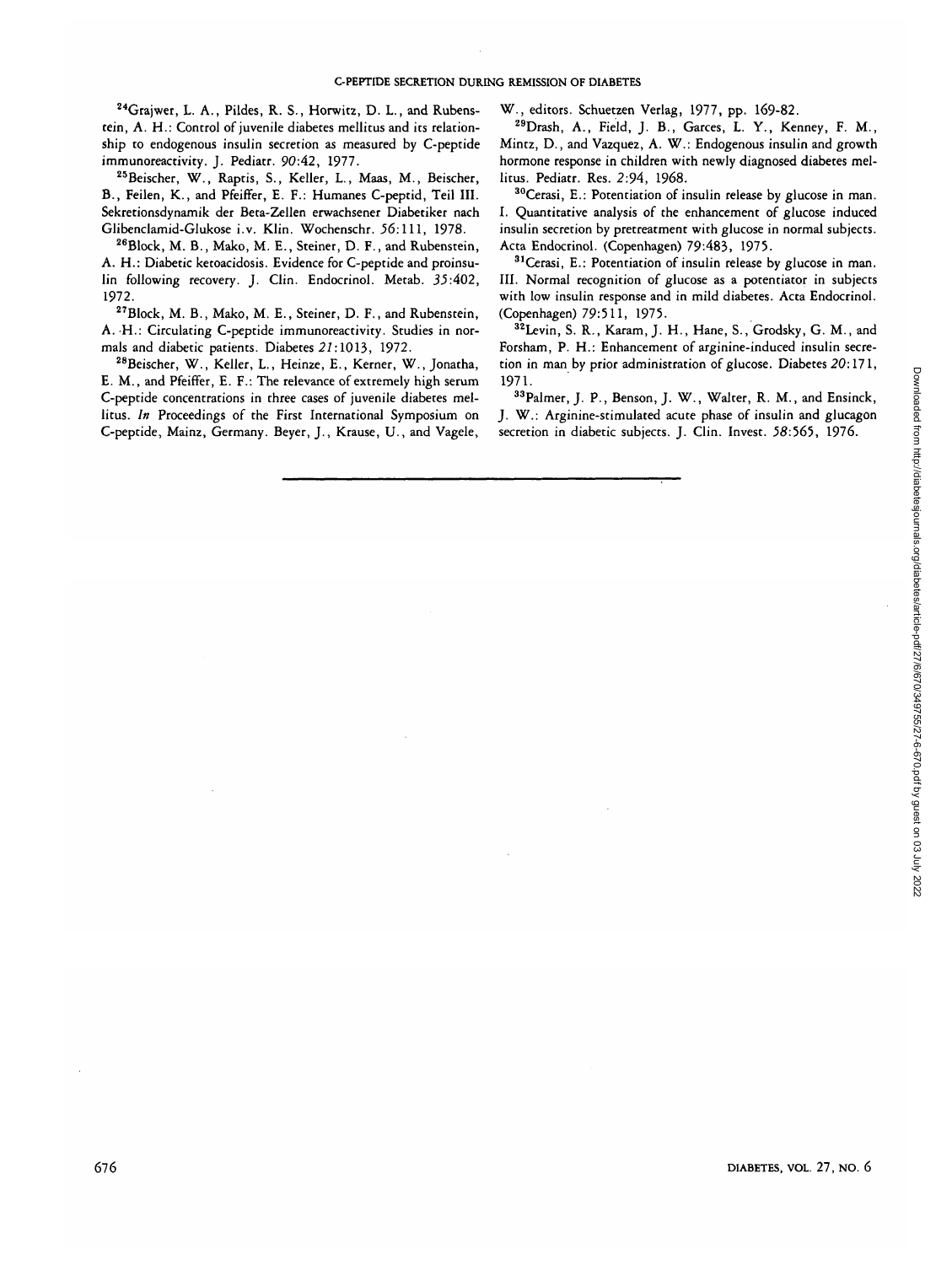[24]Grajwer, L. A., Pildes, R. S., Horwitz, D. L., and Rubenstein, A. H.: Control of juvenile diabetes mellitus and its relationship to endogenous insulin secretion as measured by C-peptide immunoreactivity. J. Pediatr. *90*:42, 1977.

[25]Beischer, W., Raptis, S., Keller, L., Maas, M., Beischer, B., Feilen, K., and Pfeiffer, E. F.: Humanes C-peptid, Teil III. Sekretionsdynamik der Beta-Zellen erwachsener Diabetiker nach Glibenclamid-Glukose i.v. Klin. Wochenschr. *56*:111, 1978.

[26]Block, M. B., Mako, M. E., Steiner, D. F., and Rubenstein, A. H.: Diabetic ketoacidosis. Evidence for C-peptide and proinsulin following recovery. J. Clin. Endocrinol. Metab. *35*:402, 1972.

[27]Block, M. B., Mako, M. E., Steiner, D. F., and Rubenstein, A. H.: Circulating C-peptide immunoreactivity. Studies in normals and diabetic patients. Diabetes *21*:1013, 1972.

[28]Beischer, W., Keller, L., Heinze, E., Kerner, W., Jonatha, E. M., and Pfeiffer, E. F.: The relevance of extremely high serum C-peptide concentrations in three cases of juvenile diabetes mellitus. *In* Proceedings of the First International Symposium on C-peptide, Mainz, Germany. Beyer, J., Krause, U., and Vagele, W., editors. Schuetzen Verlag, 1977, pp. 169-82.

[29]Drash, A., Field, J. B., Garces, L. Y., Kenney, F. M., Mintz, D., and Vazquez, A. W.: Endogenous insulin and growth hormone response in children with newly diagnosed diabetes mellitus. Pediatr. Res. *2*:94, 1968.

[30]Cerasi, E.: Potentiation of insulin release by glucose in man. I. Quantitative analysis of the enhancement of glucose induced insulin secretion by pretreatment with glucose in normal subjects. Acta Endocrinol. (Copenhagen) 79:483, 1975.

[31]Cerasi, E.: Potentiation of insulin release by glucose in man. III. Normal recognition of glucose as a potentiator in subjects with low insulin response and in mild diabetes. Acta Endocrinol. (Copenhagen) 79:511, 1975.

[32]Levin, S. R., Karam, J. H., Hane, S., Grodsky, G. M., and Forsham, P. H.: Enhancement of arginine-induced insulin secretion in man by prior administration of glucose. Diabetes *20*:171, 1971.

[33]Palmer, J. P., Benson, J. W., Walter, R. M., and Ensinck, J. W.: Arginine-stimulated acute phase of insulin and glucagon secretion in diabetic subjects. J. Clin. Invest. *58*:565, 1976.